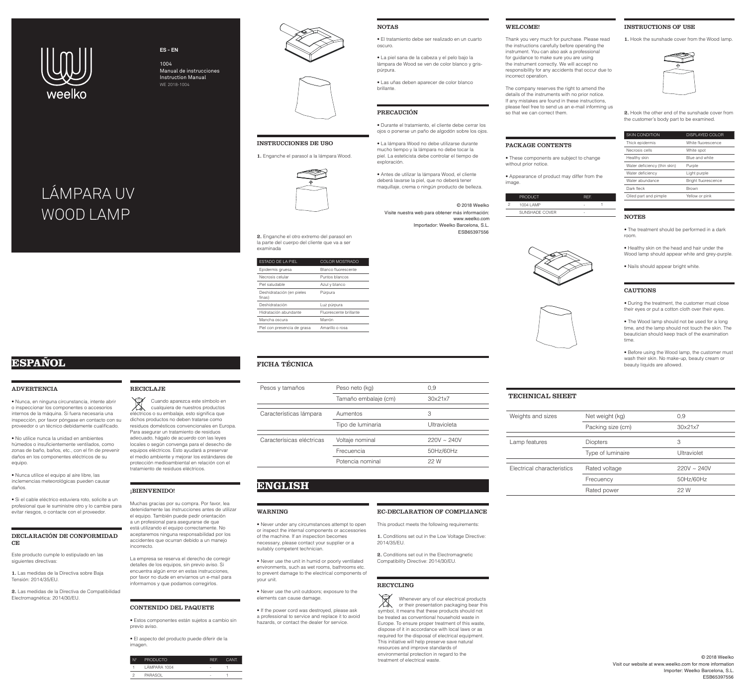weelko

ES - EN

1004
Manual de instrucciones
Instruction Manual
WE 2018-1004

# LÁMPARA UV
# WOOD LAMP

## INSTRUCCIONES DE USO

**1.** Enganche el parasol a la lámpara Wood.

**2.** Enganche el otro extremo del parasol en la parte del cuerpo del cliente que va a ser examinada

| ESTADO DE LA PIEL | COLOR MOSTRADO |
|---|---|
| Epidermis gruesa | Blanco fluorescente |
| Necrosis celular | Puntos blancos |
| Piel saludable | Azul y blanco |
| Deshidratación (en pieles finas) | Púrpura |
| Deshidratación | Luz púrpura |
| Hidratación abundante | Fluorescente brillante |
| Mancha oscura | Marrón |
| Piel con presencia de grasa | Amarillo o rosa |

## NOTAS

- El tratamiento debe ser realizado en un cuarto oscuro.
- La piel sana de la cabeza y el pelo bajo la lámpara de Wood se ven de color blanco y gris-púrpura.
- Las uñas deben aparecer de color blanco brillante.

## PRECAUCIÓN

- Durante el tratamiento, el cliente debe cerrar los ojos o ponerse un paño de algodón sobre los ojos.
- La lámpara Wood no debe utilizarse durante mucho tiempo y la lámpara no debe tocar la piel. La esteticista debe controlar el tiempo de exploración.
- Antes de utilizar la lámpara Wood, el cliente deberá lavarse la piel, que no deberá tener maquillaje, crema o ningún producto de belleza.

© 2018 Weelko
Visite nuestra web para obtener más información:
www.weelko.com
Importador: Weelko Barcelona, S.L.
ESB65397556

# ESPAÑOL

## ADVERTENCIA

- Nunca, en ninguna circunstancia, intente abrir o inspeccionar los componentes o accesorios internos de la máquina. Si fuera necesaria una inspección, por favor póngase en contacto con su proveedor o un técnico debidamente cualificado.
- No utilice nunca la unidad en ambientes húmedos o insuficientemente ventilados, como zonas de baño, baños, etc., con el fin de prevenir daños en los componentes eléctricos de su equipo.
- Nunca utilice el equipo al aire libre, las inclemencias meteorológicas pueden causar daños.
- Si el cable eléctrico estuviera roto, solicite a un profesional que le suministre otro y lo cambie para evitar riesgos, o contacte con el proveedor.

## DECLARACIÓN DE CONFORMIDAD CE

Este producto cumple lo estipulado en las siguientes directivas:

**1.** Las medidas de la Directiva sobre Baja Tensión: 2014/35/EU.

**2.** Las medidas de la Directiva de Compatibilidad Electromagnética: 2014/30/EU.

## RECICLAJE

Cuando aparezca este símbolo en cualquiera de nuestros productos eléctricos o su embalaje, esto significa que dichos productos no deben tratarse como residuos domésticos convencionales en Europa. Para asegurar un tratamiento de residuos adecuado, hágalo de acuerdo con las leyes locales o según convenga para el desecho de equipos eléctricos. Esto ayudará a preservar el medio ambiente y mejorar los estándares de protección medioambiental en relación con el tratamiento de residuos eléctricos.

## ¡BIENVENIDO!

Muchas gracias por su compra. Por favor, lea detenidamente las instrucciones antes de utilizar el equipo. También puede pedir orientación a un profesional para asegurarse de que está utilizando el equipo correctamente. No aceptaremos ninguna responsabilidad por los accidentes que ocurran debido a un manejo incorrecto.

La empresa se reserva el derecho de corregir detalles de los equipos, sin previo aviso. Si encuentra algún error en estas instrucciones, por favor no dude en enviarnos un e-mail para informarnos y que podamos corregirlos.

## CONTENIDO DEL PAQUETE

- Estos componentes están sujetos a cambio sin previo aviso.
- El aspecto del producto puede diferir de la imagen.

| Nº | PRODUCTO | REF. | CANT. |
|---|---|---|---|
| 1 | LÁMPARA 1004 | - | 1 |
| 2 | PARASOL | - | 1 |

## FICHA TÉCNICA

| Pesos y tamaños | Peso neto (kg) | 0,9 |
|---|---|---|
| | Tamaño embalaje (cm) | 30x21x7 |
| Características lámpara | Aumentos | 3 |
| | Tipo de luminaria | Ultravioleta |
| Caracterísicas eléctricas | Voltaje nominal | 220V ~ 240V |
| | Frecuencia | 50Hz/60Hz |
| | Potencia nominal | 22 W |

# ENGLISH

## WARNING

- Never under any circumstances attempt to open or inspect the internal components or accessories of the machine. If an inspection becomes necessary, please contact your supplier or a suitably competent technician.
- Never use the unit in humid or poorly ventilated environments, such as wet rooms, bathrooms etc. to prevent damage to the electrical components of your unit.
- Never use the unit outdoors; exposure to the elements can cause damage.
- If the power cord was destroyed, please ask a professional to service and replace it to avoid hazards, or contact the dealer for service.

## EC-DECLARATION OF COMPLIANCE

This product meets the following requirements:

**1.** Conditions set out in the Low Voltage Directive: 2014/35/EU.

**2.** Conditions set out in the Electromagnetic Compatibility Directive: 2014/30/EU.

## RECYCLING

Whenever any of our electrical products or their presentation packaging bear this symbol, it means that these products should not be treated as conventional household waste in Europe. To ensure proper treatment of this waste, dispose of it in accordance with local laws or as required for the disposal of electrical equipment. This initiative will help preserve save natural resources and improve standards of environmental protection in regard to the treatment of electrical waste.

## WELCOME!

Thank you very much for purchase. Please read the instructions carefully before operating the instrument. You can also ask a professional for guidance to make sure you are using the instrument correctly. We will accept no responsibility for any accidents that occur due to incorrect operation.

The company reserves the right to amend the details of the instruments with no prior notice. If any mistakes are found in these instructions, please feel free to send us an e-mail informing us so that we can correct them.

## PACKAGE CONTENTS

- These components are subject to change without prior notice.
- Appearance of product may differ from the image.

| | PRODUCT | REF. | |
|---|---|---|---|
| 2 | 1004 LAMP | - | 1 |
| | SUNSHADE COVER | - | |

## INSTRUCTIONS OF USE

**1.** Hook the sunshade cover from the Wood lamp.

**2.** Hook the other end of the sunshade cover from the customer's body part to be examined.

| SKIN CONDITION | DISPLAYED COLOR |
|---|---|
| Thick epidermis | White fluorescence |
| Necrosis cells | White spot |
| Healthy skin | Blue and white |
| Water deficiency (thin skin) | Purple |
| Water deficiency | Light purple |
| Water abundance | Bright fluorescence |
| Dark fleck | Brown |
| Oiled part and pimple | Yellow or pink |

## NOTES

- The treatment should be performed in a dark room.
- Healthy skin on the head and hair under the Wood lamp should appear white and grey-purple.
- Nails should appear bright white.

## CAUTIONS

- During the treatment, the customer must close their eyes or put a cotton cloth over their eyes.
- The Wood lamp should not be used for a long time, and the lamp should not touch the skin. The beautician should keep track of the examination time.
- Before using the Wood lamp, the customer must wash their skin. No make-up, beauty cream or beauty liquids are allowed.

## TECHNICAL SHEET

| Weights and sizes | Net weight (kg) | 0,9 |
|---|---|---|
| | Packing size (cm) | 30x21x7 |
| Lamp features | Diopters | 3 |
| | Type of luminaire | Ultraviolet |
| Electrical characteristics | Rated voltage | 220V ~ 240V |
| | Frecuency | 50Hz/60Hz |
| | Rated power | 22 W |

© 2018 Weelko
Visit our website at www.weelko.com for more information
Importer: Weelko Barcelona, S.L.
ESB65397556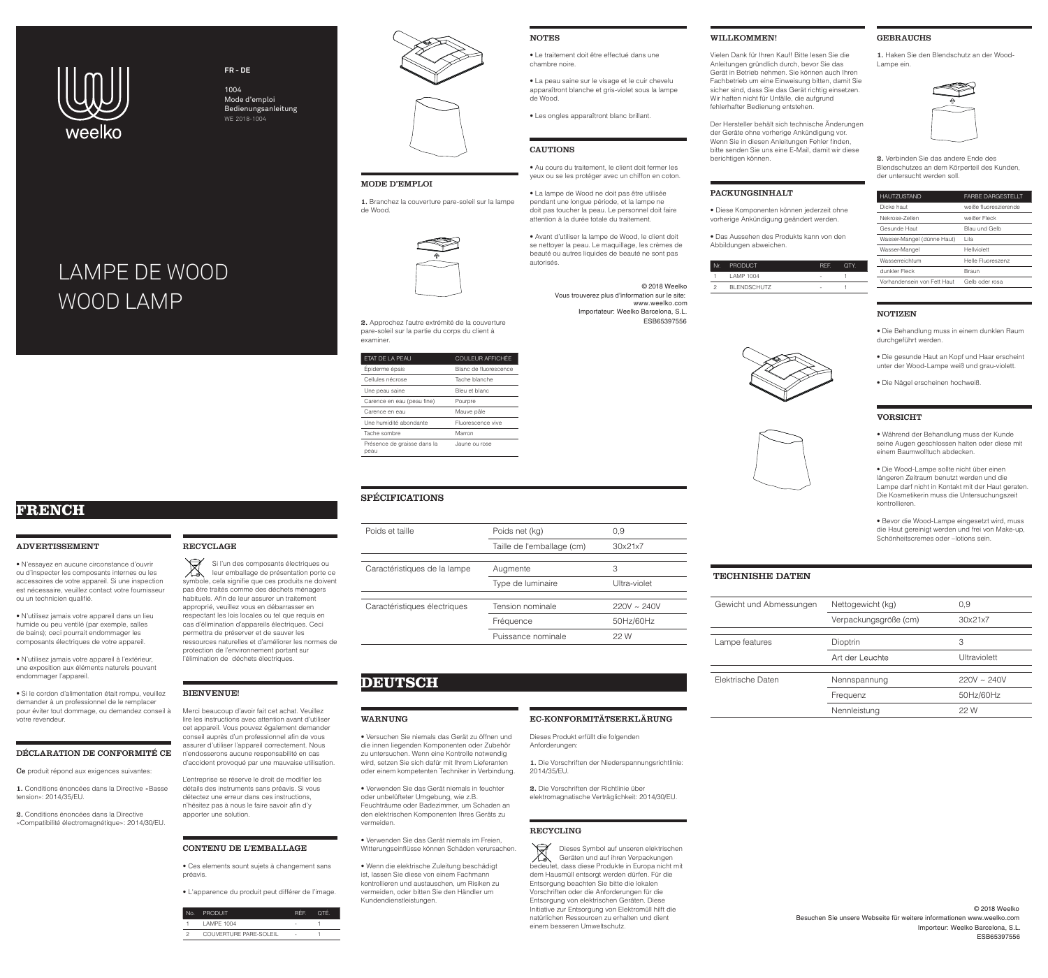weelko

FR - DE

1004
Mode d'emploi
Bedienungsanleitung
WE 2018-1004

# LAMPE DE WOOD
# WOOD LAMP

## FRENCH

### ADVERTISSEMENT

• N'essayez en aucune circonstance d'ouvrir ou d'inspecter les composants internes ou les accessoires de votre appareil. Si une inspection est nécessaire, veuillez contact votre fournisseur ou un technicien qualifié.

• N'utilisez jamais votre appareil dans un lieu humide ou peu ventilé (par exemple, salles de bains); ceci pourrait endommager les composants électriques de votre appareil.

• N'utilisez jamais votre appareil à l'extérieur, une exposition aux éléments naturels pouvant endommager l'appareil.

• Si le cordon d'alimentation était rompu, veuillez demander à un professionnel de le remplacer pour éviter tout dommage, ou demandez conseil à votre revendeur.

### DÉCLARATION DE CONFORMITÉ CE

**Ce** produit répond aux exigences suivantes:

**1.** Conditions énoncées dans la Directive «Basse tension»: 2014/35/EU.

**2.** Conditions énoncées dans la Directive «Compatibilité électromagnétique»: 2014/30/EU.

### RECYCLAGE

Si l'un des composants électriques ou leur emballage de présentation porte ce symbole, cela signifie que ces produits ne doivent pas être traités comme des déchets ménagers habituels. Afin de leur assurer un traitement approprié, veuillez vous en débarrasser en respectant les lois locales ou tel que requis en cas d'élimination d'appareils électriques. Ceci permettra de préserver et de sauver les ressources naturelles et d'améliorer les normes de protection de l'environnement portant sur l'élimination de déchets électriques.

### BIENVENUE!

Merci beaucoup d'avoir fait cet achat. Veuillez lire les instructions avec attention avant d'utiliser cet appareil. Vous pouvez également demander conseil auprès d'un professionnel afin de vous assurer d'utiliser l'appareil correctement. Nous n'endosserons aucune responsabilité en cas d'accident provoqué par une mauvaise utilisation.

L'entreprise se réserve le droit de modifier les détails des instruments sans préavis. Si vous détectez une erreur dans ces instructions, n'hésitez pas à nous le faire savoir afin d'y apporter une solution.

### CONTENU DE L'EMBALLAGE

• Ces elements sount sujets à changement sans préavis.

• L'apparence du produit peut différer de l'image.

| No. | PRODUIT | RÉF. | QTÉ. |
|---|---|---|---|
| 1 | LAMPE 1004 | - | 1 |
| 2 | COUVERTURE PARE-SOLEIL | - | 1 |

### MODE D'EMPLOI

**1.** Branchez la couverture pare-soleil sur la lampe de Wood.

**2.** Approchez l'autre extrémité de la couverture pare-soleil sur la partie du corps du client à examiner.

| ETAT DE LA PEAU | COULEUR AFFICHÉE |
|---|---|
| Épiderme épais | Blanc de fluorescence |
| Cellules nécrose | Tache blanche |
| Une peau saine | Bleu et blanc |
| Carence en eau (peau fine) | Pourpre |
| Carence en eau | Mauve pâle |
| Une humidité abondante | Fluorescence vive |
| Tache sombre | Marron |
| Présence de graisse dans la peau | Jaune ou rose |

### NOTES

• Le traitement doit être effectué dans une chambre noire.

• La peau saine sur le visage et le cuir chevelu apparaîtront blanche et gris-violet sous la lampe de Wood.

• Les ongles apparaîtront blanc brillant.

### CAUTIONS

• Au cours du traitement, le client doit fermer les yeux ou se les protéger avec un chiffon en coton.

• La lampe de Wood ne doit pas être utilisée pendant une longue période, et la lampe ne doit pas toucher la peau. Le personnel doit faire attention à la durée totale du traitement.

• Avant d'utiliser la lampe de Wood, le client doit se nettoyer la peau. Le maquillage, les crèmes de beauté ou autres liquides de beauté ne sont pas autorisés.

© 2018 Weelko
Vous trouverez plus d'information sur le site: www.weelko.com
Importateur: Weelko Barcelona, S.L.
ESB65397556

### SPÉCIFICATIONS

| | | |
|---|---|---|
| Poids et taille | Poids net (kg) | 0,9 |
| | Taille de l'emballage (cm) | 30x21x7 |
| Caractéristiques de la lampe | Augmente | 3 |
| | Type de luminaire | Ultra-violet |
| Caractéristiques électriques | Tension nominale | 220V ~ 240V |
| | Fréquence | 50Hz/60Hz |
| | Puissance nominale | 22 W |

## DEUTSCH

### WARNUNG

• Versuchen Sie niemals das Gerät zu öffnen und die innen liegenden Komponenten oder Zubehör zu untersuchen. Wenn eine Kontrolle notwendig wird, setzen Sie sich dafür mit Ihrem Lieferanten oder einem kompetenten Techniker in Verbindung.

• Verwenden Sie das Gerät niemals in feuchter oder unbelüfteter Umgebung, wie z.B. Feuchträume oder Badezimmer, um Schaden an den elektrischen Komponenten Ihres Geräts zu vermeiden.

• Verwenden Sie das Gerät niemals im Freien, Witterungseinflüsse können Schäden verursachen.

• Wenn die elektrische Zuleitung beschädigt ist, lassen Sie diese von einem Fachmann kontrollieren und austauschen, um Risiken zu vermeiden, oder bitten Sie den Händler um Kundendienstleistungen.

### EC-KONFORMITÄTSERKLÄRUNG

Dieses Produkt erfüllt die folgenden Anforderungen:

**1.** Die Vorschriften der Niederspannungsrichtlinie: 2014/35/EU.

**2.** Die Vorschriften der Richtlinie über elektromagnatische Verträglichkeit: 2014/30/EU.

### RECYCLING

Dieses Symbol auf unseren elektrischen Geräten und auf ihren Verpackungen bedeutet, dass diese Produkte in Europa nicht mit dem Hausmüll entsorgt werden dürfen. Für die Entsorgung beachten Sie bitte die lokalen Vorschriften oder die Anforderungen für die Entsorgung von elektrischen Geräten. Diese Initiative zur Entsorgung von Elektromüll hilft die natürlichen Ressourcen zu erhalten und dient einem besseren Umweltschutz.

### WILLKOMMEN!

Vielen Dank für Ihren Kauf! Bitte lesen Sie die Anleitungen gründlich durch, bevor Sie das Gerät in Betrieb nehmen. Sie können auch Ihren Fachbetrieb um eine Einweisung bitten, damit Sie sicher sind, dass Sie das Gerät richtig einsetzen. Wir haften nicht für Unfälle, die aufgrund fehlerhafter Bedienung entstehen.

Der Hersteller behält sich technische Änderungen der Geräte ohne vorherige Ankündigung vor. Wenn Sie in diesen Anleitungen Fehler finden, bitte senden Sie uns eine E-Mail, damit wir diese berichtigen können.

### PACKUNGSINHALT

• Diese Komponenten können jederzeit ohne vorherige Ankündigung geändert werden.

• Das Aussehen des Produkts kann von den Abbildungen abweichen.

| Nr. | PRODUCT | REF. | QTY. |
|---|---|---|---|
| 1 | LAMP 1004 | - | 1 |
| 2 | BLENDSCHUTZ | - | 1 |

### TECHNISHE DATEN

| | | |
|---|---|---|
| Gewicht und Abmessungen | Nettogewicht (kg) | 0,9 |
| | Verpackungsgröße (cm) | 30x21x7 |
| Lampe features | Dioptrin | 3 |
| | Art der Leuchte | Ultraviolett |
| Elektrische Daten | Nennspannung | 220V ~ 240V |
| | Frequenz | 50Hz/60Hz |
| | Nennleistung | 22 W |

### GEBRAUCHS

**1.** Haken Sie den Blendschutz an der Wood-Lampe ein.

**2.** Verbinden Sie das andere Ende des Blendschutzes an dem Körperteil des Kunden, der untersucht werden soll.

| HAUTZUSTAND | FARBE DARGESTELLT |
|---|---|
| Dicke haut | weiße fluoreszierende |
| Nekrose-Zellen | weißer Fleck |
| Gesunde Haut | Blau und Gelb |
| Wasser-Mangel (dünne Haut) | Lila |
| Wasser-Mangel | Hellviolett |
| Wasserreichtum | Helle Fluoreszenz |
| dunkler Fleck | Braun |
| Vorhandensein von Fett Haut | Gelb oder rosa |

### NOTIZEN

• Die Behandlung muss in einem dunklen Raum durchgeführt werden.

• Die gesunde Haut an Kopf und Haar erscheint unter der Wood-Lampe weiß und grau-violett.

• Die Nägel erscheinen hochweiß.

### VORSICHT

• Während der Behandlung muss der Kunde seine Augen geschlossen halten oder diese mit einem Baumwolltuch abdecken.

• Die Wood-Lampe sollte nicht über einen längeren Zeitraum benutzt werden und die Lampe darf nicht in Kontakt mit der Haut geraten. Die Kosmetikerin muss die Untersuchungszeit kontrollieren.

• Bevor die Wood-Lampe eingesetzt wird, muss die Haut gereinigt werden und frei von Make-up, Schönheitscremes oder –lotions sein.

© 2018 Weelko
Besuchen Sie unsere Webseite für weitere informationen www.weelko.com
Importeur: Weelko Barcelona, S.L.
ESB65397556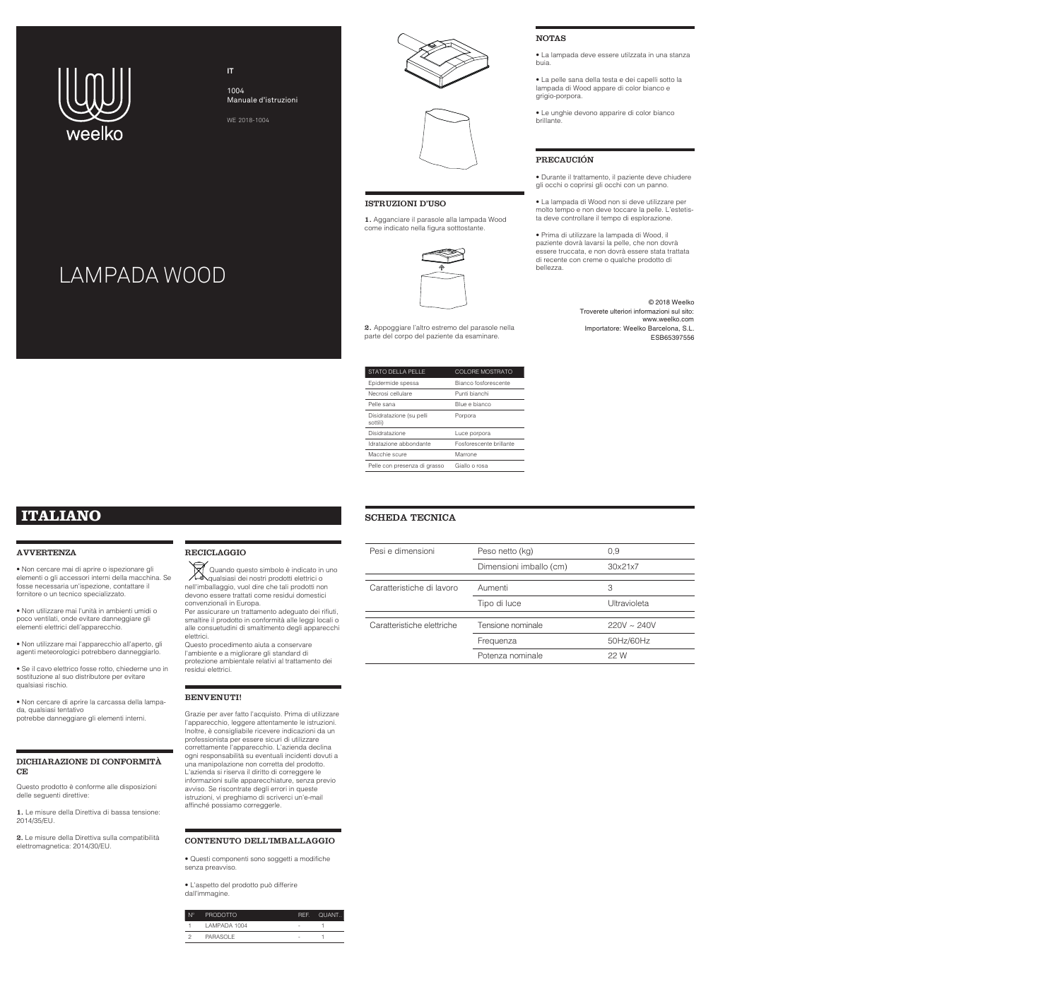weelko

IT

1004
Manuale d'istruzioni

WE 2018-1004

# LAMPADA WOOD

## ITALIANO

### AVVERTENZA

• Non cercare mai di aprire o ispezionare gli elementi o gli accessori interni della macchina. Se fosse necessaria un'ispezione, contattare il fornitore o un tecnico specializzato.

• Non utilizzare mai l'unità in ambienti umidi o poco ventilati, onde evitare danneggiare gli elementi elettrici dell'apparecchio.

• Non utilizzare mai l'apparecchio all'aperto, gli agenti meteorologici potrebbero danneggiarlo.

• Se il cavo elettrico fosse rotto, chiederne uno in sostituzione al suo distributore per evitare qualsiasi rischio.

• Non cercare di aprire la carcassa della lampada, qualsiasi tentativo
potrebbe danneggiare gli elementi interni.

### DICHIARAZIONE DI CONFORMITÀ CE

Questo prodotto è conforme alle disposizioni delle seguenti direttive:

**1.** Le misure della Direttiva di bassa tensione: 2014/35/EU.

**2.** Le misure della Direttiva sulla compatibilità elettromagnetica: 2014/30/EU.

### RECICLAGGIO

Quando questo simbolo è indicato in uno qualsiasi dei nostri prodotti elettrici o nell'imballaggio, vuol dire che tali prodotti non devono essere trattati come residui domestici convenzionali in Europa.
Per assicurare un trattamento adeguato dei rifiuti, smaltire il prodotto in conformità alle leggi locali o alle consuetudini di smaltimento degli apparecchi elettrici.
Questo procedimento aiuta a conservare l'ambiente e a migliorare gli standard di protezione ambientale relativi al trattamento dei residui elettrici.

### BENVENUTI!

Grazie per aver fatto l'acquisto. Prima di utilizzare l'apparecchio, leggere attentamente le istruzioni. Inoltre, è consigliabile ricevere indicazioni da un professionista per essere sicuri di utilizzare correttamente l'apparecchio. L'azienda declina ogni responsabilità su eventuali incidenti dovuti a una manipolazione non corretta del prodotto. L'azienda si riserva il diritto di correggere le informazioni sulle apparecchiature, senza previo avviso. Se riscontrate degli errori in queste istruzioni, vi preghiamo di scriverci un'e-mail affinché possiamo correggerle.

### CONTENUTO DELL'IMBALLAGGIO

• Questi componenti sono soggetti a modifiche senza preavviso.

• L'aspetto del prodotto può differire dall'immagine.

| Nº | PRODOTTO | REF. | QUANT. |
|---|---|---|---|
| 1 | LAMPADA 1004 | - | 1 |
| 2 | PARASOLE | - | 1 |

### ISTRUZIONI D'USO

**1.** Agganciare il parasole alla lampada Wood come indicato nella figura sottostante.

**2.** Appoggiare l'altro estremo del parasole nella parte del corpo del paziente da esaminare.

| STATO DELLA PELLE | COLORE MOSTRATO |
|---|---|
| Epidermide spessa | Bianco fosforescente |
| Necrosi cellulare | Punti bianchi |
| Pelle sana | Blue e bianco |
| Disidratazione (su pelli sottili) | Porpora |
| Disidratazione | Luce porpora |
| Idratazione abbondante | Fosforescente brillante |
| Macchie scure | Marrone |
| Pelle con presenza di grasso | Giallo o rosa |

### SCHEDA TECNICA

| | | |
|---|---|---|
| Pesi e dimensioni | Peso netto (kg) | 0,9 |
| | Dimensioni imballo (cm) | 30x21x7 |
| Caratteristiche di lavoro | Aumenti | 3 |
| | Tipo di luce | Ultravioleta |
| Caratteristiche elettriche | Tensione nominale | 220V ~ 240V |
| | Frequenza | 50Hz/60Hz |
| | Potenza nominale | 22 W |

### NOTAS

• La lampada deve essere utilzzata in una stanza buia.

• La pelle sana della testa e dei capelli sotto la lampada di Wood appare di color bianco e grigio-porpora.

• Le unghie devono apparire di color bianco brillante.

### PRECAUCIÓN

• Durante il trattamento, il paziente deve chiudere gli occhi o coprirsi gli occhi con un panno.

• La lampada di Wood non si deve utilizzare per molto tempo e non deve toccare la pelle. L'estetista deve controllare il tempo di esplorazione.

• Prima di utilizzare la lampada di Wood, il paziente dovrà lavarsi la pelle, che non dovrà essere truccata, e non dovrà essere stata trattata di recente con creme o qualche prodotto di bellezza.

© 2018 Weelko
Troverete ulteriori informazioni sul sito:
www.weelko.com
Importatore: Weelko Barcelona, S.L.
ESB65397556